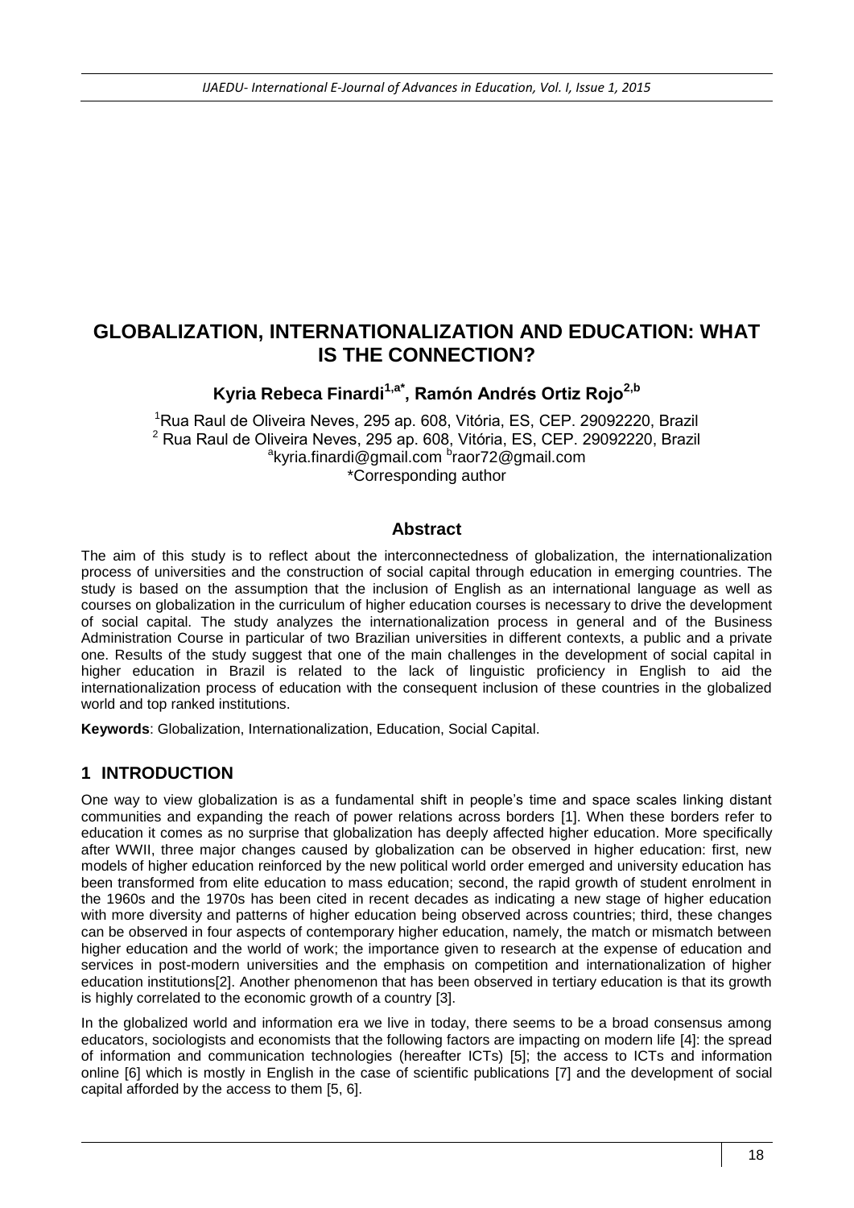# GLOBALIZATION, INTERNATIONALIZATION AND EDUCATION: WHAT IS THE CONNECTION?

**Kyria Rebeca Finardi[1,a*], Ramón Andrés Ortiz Rojo[2,b]**

[1]Rua Raul de Oliveira Neves, 295 ap. 608, Vitória, ES, CEP. 29092220, Brazil
[2] Rua Raul de Oliveira Neves, 295 ap. 608, Vitória, ES, CEP. 29092220, Brazil
[a]kyria.finardi@gmail.com [b]raor72@gmail.com
*Corresponding author

## Abstract

The aim of this study is to reflect about the interconnectedness of globalization, the internationalization process of universities and the construction of social capital through education in emerging countries. The study is based on the assumption that the inclusion of English as an international language as well as courses on globalization in the curriculum of higher education courses is necessary to drive the development of social capital. The study analyzes the internationalization process in general and of the Business Administration Course in particular of two Brazilian universities in different contexts, a public and a private one. Results of the study suggest that one of the main challenges in the development of social capital in higher education in Brazil is related to the lack of linguistic proficiency in English to aid the internationalization process of education with the consequent inclusion of these countries in the globalized world and top ranked institutions.

**Keywords**: Globalization, Internationalization, Education, Social Capital.

## 1 INTRODUCTION

One way to view globalization is as a fundamental shift in people's time and space scales linking distant communities and expanding the reach of power relations across borders [1]. When these borders refer to education it comes as no surprise that globalization has deeply affected higher education. More specifically after WWII, three major changes caused by globalization can be observed in higher education: first, new models of higher education reinforced by the new political world order emerged and university education has been transformed from elite education to mass education; second, the rapid growth of student enrolment in the 1960s and the 1970s has been cited in recent decades as indicating a new stage of higher education with more diversity and patterns of higher education being observed across countries; third, these changes can be observed in four aspects of contemporary higher education, namely, the match or mismatch between higher education and the world of work; the importance given to research at the expense of education and services in post-modern universities and the emphasis on competition and internationalization of higher education institutions[2]. Another phenomenon that has been observed in tertiary education is that its growth is highly correlated to the economic growth of a country [3].

In the globalized world and information era we live in today, there seems to be a broad consensus among educators, sociologists and economists that the following factors are impacting on modern life [4]: the spread of information and communication technologies (hereafter ICTs) [5]; the access to ICTs and information online [6] which is mostly in English in the case of scientific publications [7] and the development of social capital afforded by the access to them [5, 6].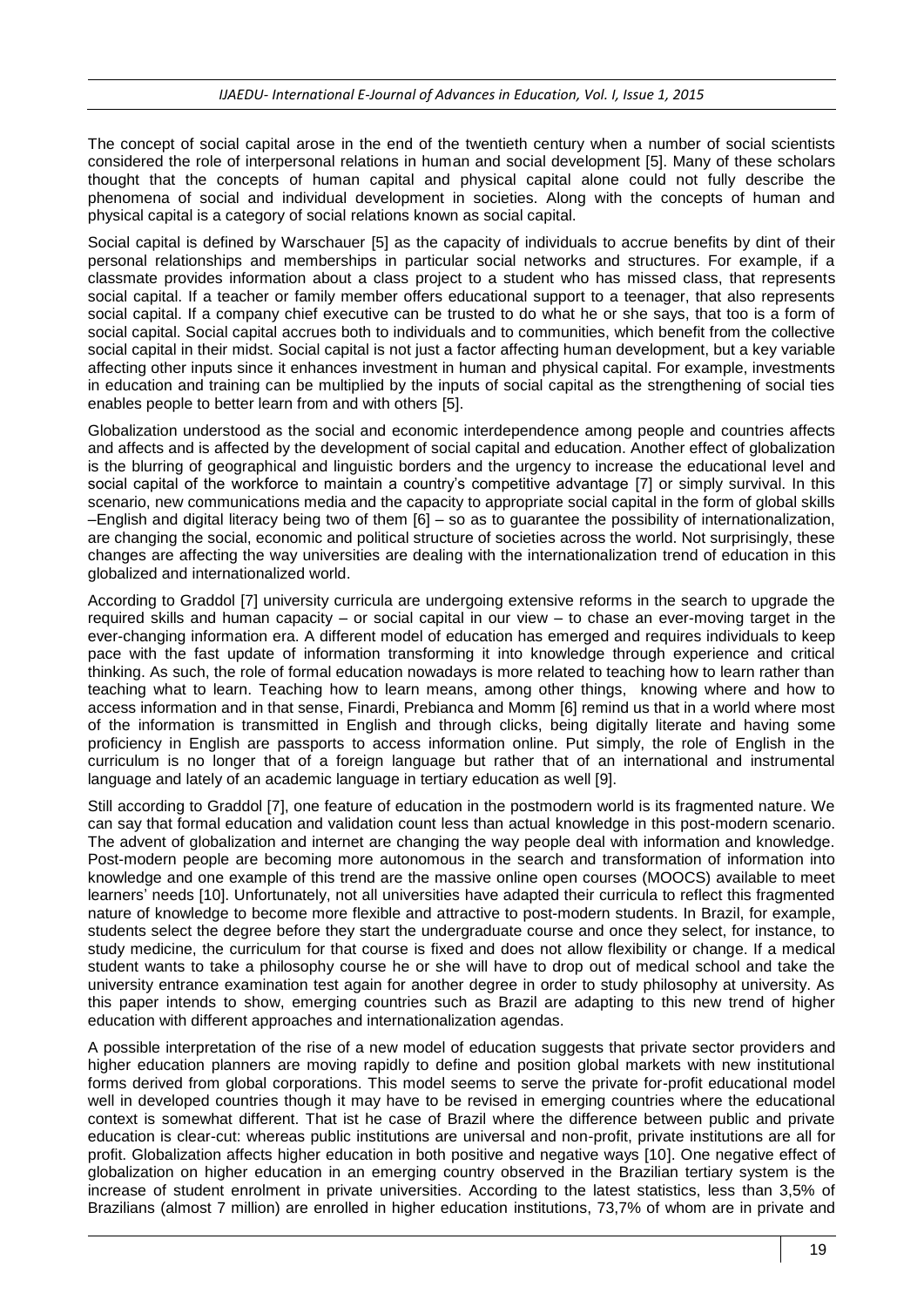The concept of social capital arose in the end of the twentieth century when a number of social scientists considered the role of interpersonal relations in human and social development [5]. Many of these scholars thought that the concepts of human capital and physical capital alone could not fully describe the phenomena of social and individual development in societies. Along with the concepts of human and physical capital is a category of social relations known as social capital.

Social capital is defined by Warschauer [5] as the capacity of individuals to accrue benefits by dint of their personal relationships and memberships in particular social networks and structures. For example, if a classmate provides information about a class project to a student who has missed class, that represents social capital. If a teacher or family member offers educational support to a teenager, that also represents social capital. If a company chief executive can be trusted to do what he or she says, that too is a form of social capital. Social capital accrues both to individuals and to communities, which benefit from the collective social capital in their midst. Social capital is not just a factor affecting human development, but a key variable affecting other inputs since it enhances investment in human and physical capital. For example, investments in education and training can be multiplied by the inputs of social capital as the strengthening of social ties enables people to better learn from and with others [5].

Globalization understood as the social and economic interdependence among people and countries affects and affects and is affected by the development of social capital and education. Another effect of globalization is the blurring of geographical and linguistic borders and the urgency to increase the educational level and social capital of the workforce to maintain a country's competitive advantage [7] or simply survival. In this scenario, new communications media and the capacity to appropriate social capital in the form of global skills –English and digital literacy being two of them [6] – so as to guarantee the possibility of internationalization, are changing the social, economic and political structure of societies across the world. Not surprisingly, these changes are affecting the way universities are dealing with the internationalization trend of education in this globalized and internationalized world.

According to Graddol [7] university curricula are undergoing extensive reforms in the search to upgrade the required skills and human capacity – or social capital in our view – to chase an ever-moving target in the ever-changing information era. A different model of education has emerged and requires individuals to keep pace with the fast update of information transforming it into knowledge through experience and critical thinking. As such, the role of formal education nowadays is more related to teaching how to learn rather than teaching what to learn. Teaching how to learn means, among other things, knowing where and how to access information and in that sense, Finardi, Prebianca and Momm [6] remind us that in a world where most of the information is transmitted in English and through clicks, being digitally literate and having some proficiency in English are passports to access information online. Put simply, the role of English in the curriculum is no longer that of a foreign language but rather that of an international and instrumental language and lately of an academic language in tertiary education as well [9].

Still according to Graddol [7], one feature of education in the postmodern world is its fragmented nature. We can say that formal education and validation count less than actual knowledge in this post-modern scenario. The advent of globalization and internet are changing the way people deal with information and knowledge. Post-modern people are becoming more autonomous in the search and transformation of information into knowledge and one example of this trend are the massive online open courses (MOOCS) available to meet learners' needs [10]. Unfortunately, not all universities have adapted their curricula to reflect this fragmented nature of knowledge to become more flexible and attractive to post-modern students. In Brazil, for example, students select the degree before they start the undergraduate course and once they select, for instance, to study medicine, the curriculum for that course is fixed and does not allow flexibility or change. If a medical student wants to take a philosophy course he or she will have to drop out of medical school and take the university entrance examination test again for another degree in order to study philosophy at university. As this paper intends to show, emerging countries such as Brazil are adapting to this new trend of higher education with different approaches and internationalization agendas.

A possible interpretation of the rise of a new model of education suggests that private sector providers and higher education planners are moving rapidly to define and position global markets with new institutional forms derived from global corporations. This model seems to serve the private for-profit educational model well in developed countries though it may have to be revised in emerging countries where the educational context is somewhat different. That ist he case of Brazil where the difference between public and private education is clear-cut: whereas public institutions are universal and non-profit, private institutions are all for profit. Globalization affects higher education in both positive and negative ways [10]. One negative effect of globalization on higher education in an emerging country observed in the Brazilian tertiary system is the increase of student enrolment in private universities. According to the latest statistics, less than 3,5% of Brazilians (almost 7 million) are enrolled in higher education institutions, 73,7% of whom are in private and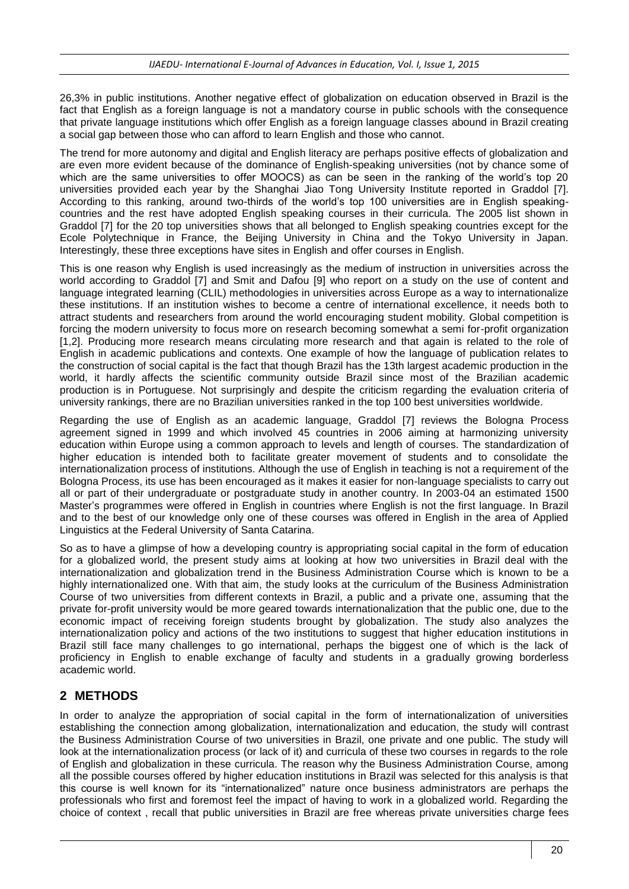26,3% in public institutions. Another negative effect of globalization on education observed in Brazil is the fact that English as a foreign language is not a mandatory course in public schools with the consequence that private language institutions which offer English as a foreign language classes abound in Brazil creating a social gap between those who can afford to learn English and those who cannot.

The trend for more autonomy and digital and English literacy are perhaps positive effects of globalization and are even more evident because of the dominance of English-speaking universities (not by chance some of which are the same universities to offer MOOCS) as can be seen in the ranking of the world's top 20 universities provided each year by the Shanghai Jiao Tong University Institute reported in Graddol [7]. According to this ranking, around two-thirds of the world's top 100 universities are in English speaking-countries and the rest have adopted English speaking courses in their curricula. The 2005 list shown in Graddol [7] for the 20 top universities shows that all belonged to English speaking countries except for the Ecole Polytechnique in France, the Beijing University in China and the Tokyo University in Japan. Interestingly, these three exceptions have sites in English and offer courses in English.

This is one reason why English is used increasingly as the medium of instruction in universities across the world according to Graddol [7] and Smit and Dafou [9] who report on a study on the use of content and language integrated learning (CLIL) methodologies in universities across Europe as a way to internationalize these institutions. If an institution wishes to become a centre of international excellence, it needs both to attract students and researchers from around the world encouraging student mobility. Global competition is forcing the modern university to focus more on research becoming somewhat a semi for-profit organization [1,2]. Producing more research means circulating more research and that again is related to the role of English in academic publications and contexts. One example of how the language of publication relates to the construction of social capital is the fact that though Brazil has the 13th largest academic production in the world, it hardly affects the scientific community outside Brazil since most of the Brazilian academic production is in Portuguese. Not surprisingly and despite the criticism regarding the evaluation criteria of university rankings, there are no Brazilian universities ranked in the top 100 best universities worldwide.

Regarding the use of English as an academic language, Graddol [7] reviews the Bologna Process agreement signed in 1999 and which involved 45 countries in 2006 aiming at harmonizing university education within Europe using a common approach to levels and length of courses. The standardization of higher education is intended both to facilitate greater movement of students and to consolidate the internationalization process of institutions. Although the use of English in teaching is not a requirement of the Bologna Process, its use has been encouraged as it makes it easier for non-language specialists to carry out all or part of their undergraduate or postgraduate study in another country. In 2003-04 an estimated 1500 Master's programmes were offered in English in countries where English is not the first language. In Brazil and to the best of our knowledge only one of these courses was offered in English in the area of Applied Linguistics at the Federal University of Santa Catarina.

So as to have a glimpse of how a developing country is appropriating social capital in the form of education for a globalized world, the present study aims at looking at how two universities in Brazil deal with the internationalization and globalization trend in the Business Administration Course which is known to be a highly internationalized one. With that aim, the study looks at the curriculum of the Business Administration Course of two universities from different contexts in Brazil, a public and a private one, assuming that the private for-profit university would be more geared towards internationalization that the public one, due to the economic impact of receiving foreign students brought by globalization. The study also analyzes the internationalization policy and actions of the two institutions to suggest that higher education institutions in Brazil still face many challenges to go international, perhaps the biggest one of which is the lack of proficiency in English to enable exchange of faculty and students in a gradually growing borderless academic world.

## 2 METHODS

In order to analyze the appropriation of social capital in the form of internationalization of universities establishing the connection among globalization, internationalization and education, the study will contrast the Business Administration Course of two universities in Brazil, one private and one public. The study will look at the internationalization process (or lack of it) and curricula of these two courses in regards to the role of English and globalization in these curricula. The reason why the Business Administration Course, among all the possible courses offered by higher education institutions in Brazil was selected for this analysis is that this course is well known for its "internationalized" nature once business administrators are perhaps the professionals who first and foremost feel the impact of having to work in a globalized world. Regarding the choice of context , recall that public universities in Brazil are free whereas private universities charge fees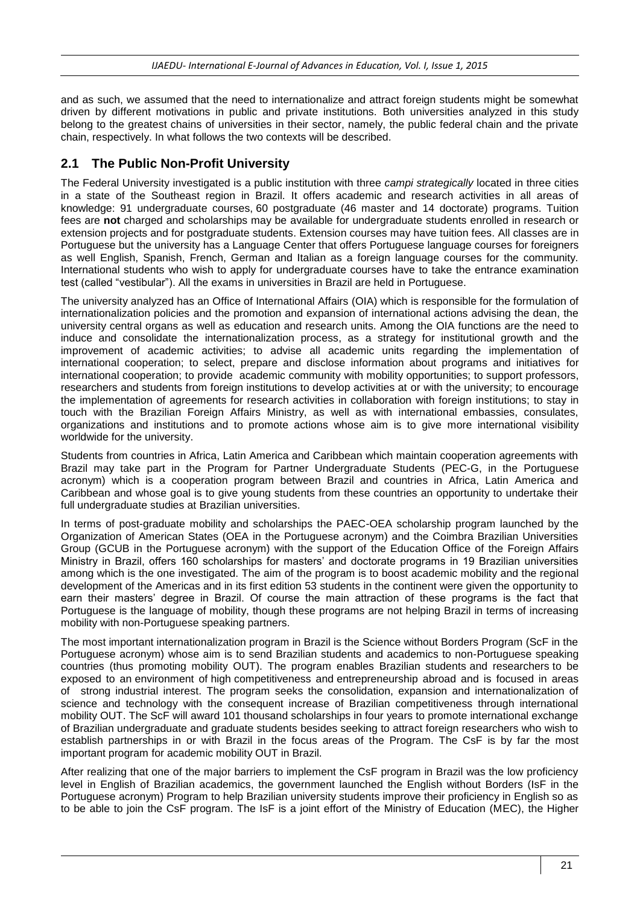and as such, we assumed that the need to internationalize and attract foreign students might be somewhat driven by different motivations in public and private institutions. Both universities analyzed in this study belong to the greatest chains of universities in their sector, namely, the public federal chain and the private chain, respectively. In what follows the two contexts will be described.

## 2.1 The Public Non-Profit University

The Federal University investigated is a public institution with three *campi strategically* located in three cities in a state of the Southeast region in Brazil. It offers academic and research activities in all areas of knowledge: 91 undergraduate courses, 60 postgraduate (46 master and 14 doctorate) programs. Tuition fees are **not** charged and scholarships may be available for undergraduate students enrolled in research or extension projects and for postgraduate students. Extension courses may have tuition fees. All classes are in Portuguese but the university has a Language Center that offers Portuguese language courses for foreigners as well English, Spanish, French, German and Italian as a foreign language courses for the community. International students who wish to apply for undergraduate courses have to take the entrance examination test (called "vestibular"). All the exams in universities in Brazil are held in Portuguese.

The university analyzed has an Office of International Affairs (OIA) which is responsible for the formulation of internationalization policies and the promotion and expansion of international actions advising the dean, the university central organs as well as education and research units. Among the OIA functions are the need to induce and consolidate the internationalization process, as a strategy for institutional growth and the improvement of academic activities; to advise all academic units regarding the implementation of international cooperation; to select, prepare and disclose information about programs and initiatives for international cooperation; to provide academic community with mobility opportunities; to support professors, researchers and students from foreign institutions to develop activities at or with the university; to encourage the implementation of agreements for research activities in collaboration with foreign institutions; to stay in touch with the Brazilian Foreign Affairs Ministry, as well as with international embassies, consulates, organizations and institutions and to promote actions whose aim is to give more international visibility worldwide for the university.

Students from countries in Africa, Latin America and Caribbean which maintain cooperation agreements with Brazil may take part in the Program for Partner Undergraduate Students (PEC-G, in the Portuguese acronym) which is a cooperation program between Brazil and countries in Africa, Latin America and Caribbean and whose goal is to give young students from these countries an opportunity to undertake their full undergraduate studies at Brazilian universities.

In terms of post-graduate mobility and scholarships the PAEC-OEA scholarship program launched by the Organization of American States (OEA in the Portuguese acronym) and the Coimbra Brazilian Universities Group (GCUB in the Portuguese acronym) with the support of the Education Office of the Foreign Affairs Ministry in Brazil, offers 160 scholarships for masters' and doctorate programs in 19 Brazilian universities among which is the one investigated. The aim of the program is to boost academic mobility and the regional development of the Americas and in its first edition 53 students in the continent were given the opportunity to earn their masters' degree in Brazil. Of course the main attraction of these programs is the fact that Portuguese is the language of mobility, though these programs are not helping Brazil in terms of increasing mobility with non-Portuguese speaking partners.

The most important internationalization program in Brazil is the Science without Borders Program (ScF in the Portuguese acronym) whose aim is to send Brazilian students and academics to non-Portuguese speaking countries (thus promoting mobility OUT). The program enables Brazilian students and researchers to be exposed to an environment of high competitiveness and entrepreneurship abroad and is focused in areas of strong industrial interest. The program seeks the consolidation, expansion and internationalization of science and technology with the consequent increase of Brazilian competitiveness through international mobility OUT. The ScF will award 101 thousand scholarships in four years to promote international exchange of Brazilian undergraduate and graduate students besides seeking to attract foreign researchers who wish to establish partnerships in or with Brazil in the focus areas of the Program. The CsF is by far the most important program for academic mobility OUT in Brazil.

After realizing that one of the major barriers to implement the CsF program in Brazil was the low proficiency level in English of Brazilian academics, the government launched the English without Borders (IsF in the Portuguese acronym) Program to help Brazilian university students improve their proficiency in English so as to be able to join the CsF program. The IsF is a joint effort of the Ministry of Education (MEC), the Higher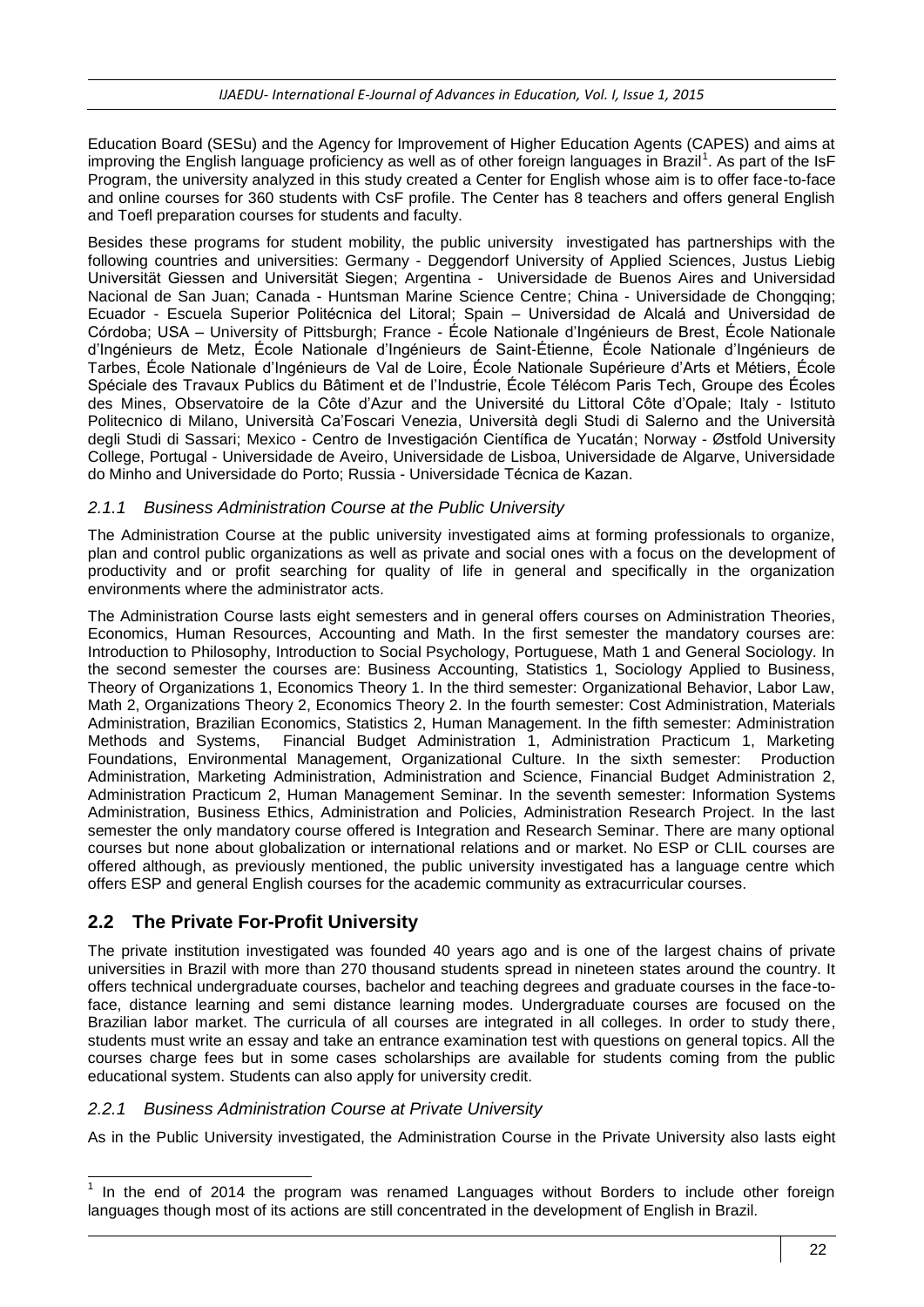Education Board (SESu) and the Agency for Improvement of Higher Education Agents (CAPES) and aims at improving the English language proficiency as well as of other foreign languages in Brazil[1]. As part of the IsF Program, the university analyzed in this study created a Center for English whose aim is to offer face-to-face and online courses for 360 students with CsF profile. The Center has 8 teachers and offers general English and Toefl preparation courses for students and faculty.

Besides these programs for student mobility, the public university investigated has partnerships with the following countries and universities: Germany - Deggendorf University of Applied Sciences, Justus Liebig Universität Giessen and Universität Siegen; Argentina - Universidade de Buenos Aires and Universidad Nacional de San Juan; Canada - Huntsman Marine Science Centre; China - Universidade de Chongqing; Ecuador - Escuela Superior Politécnica del Litoral; Spain – Universidad de Alcalá and Universidad de Córdoba; USA – University of Pittsburgh; France - École Nationale d'Ingénieurs de Brest, École Nationale d'Ingénieurs de Metz, École Nationale d'Ingénieurs de Saint-Étienne, École Nationale d'Ingénieurs de Tarbes, École Nationale d'Ingénieurs de Val de Loire, École Nationale Supérieure d'Arts et Métiers, École Spéciale des Travaux Publics du Bâtiment et de l'Industrie, École Télécom Paris Tech, Groupe des Écoles des Mines, Observatoire de la Côte d'Azur and the Université du Littoral Côte d'Opale; Italy - Istituto Politecnico di Milano, Università Ca'Foscari Venezia, Università degli Studi di Salerno and the Università degli Studi di Sassari; Mexico - Centro de Investigación Científica de Yucatán; Norway - Østfold University College, Portugal - Universidade de Aveiro, Universidade de Lisboa, Universidade de Algarve, Universidade do Minho and Universidade do Porto; Russia - Universidade Técnica de Kazan.

### *2.1.1 Business Administration Course at the Public University*

The Administration Course at the public university investigated aims at forming professionals to organize, plan and control public organizations as well as private and social ones with a focus on the development of productivity and or profit searching for quality of life in general and specifically in the organization environments where the administrator acts.

The Administration Course lasts eight semesters and in general offers courses on Administration Theories, Economics, Human Resources, Accounting and Math. In the first semester the mandatory courses are: Introduction to Philosophy, Introduction to Social Psychology, Portuguese, Math 1 and General Sociology. In the second semester the courses are: Business Accounting, Statistics 1, Sociology Applied to Business, Theory of Organizations 1, Economics Theory 1. In the third semester: Organizational Behavior, Labor Law, Math 2, Organizations Theory 2, Economics Theory 2. In the fourth semester: Cost Administration, Materials Administration, Brazilian Economics, Statistics 2, Human Management. In the fifth semester: Administration Methods and Systems, Financial Budget Administration 1, Administration Practicum 1, Marketing Foundations, Environmental Management, Organizational Culture. In the sixth semester: Production Administration, Marketing Administration, Administration and Science, Financial Budget Administration 2, Administration Practicum 2, Human Management Seminar. In the seventh semester: Information Systems Administration, Business Ethics, Administration and Policies, Administration Research Project. In the last semester the only mandatory course offered is Integration and Research Seminar. There are many optional courses but none about globalization or international relations and or market. No ESP or CLIL courses are offered although, as previously mentioned, the public university investigated has a language centre which offers ESP and general English courses for the academic community as extracurricular courses.

## 2.2 The Private For-Profit University

The private institution investigated was founded 40 years ago and is one of the largest chains of private universities in Brazil with more than 270 thousand students spread in nineteen states around the country. It offers technical undergraduate courses, bachelor and teaching degrees and graduate courses in the face-to-face, distance learning and semi distance learning modes. Undergraduate courses are focused on the Brazilian labor market. The curricula of all courses are integrated in all colleges. In order to study there, students must write an essay and take an entrance examination test with questions on general topics. All the courses charge fees but in some cases scholarships are available for students coming from the public educational system. Students can also apply for university credit.

### *2.2.1 Business Administration Course at Private University*

As in the Public University investigated, the Administration Course in the Private University also lasts eight

---

[1] In the end of 2014 the program was renamed Languages without Borders to include other foreign languages though most of its actions are still concentrated in the development of English in Brazil.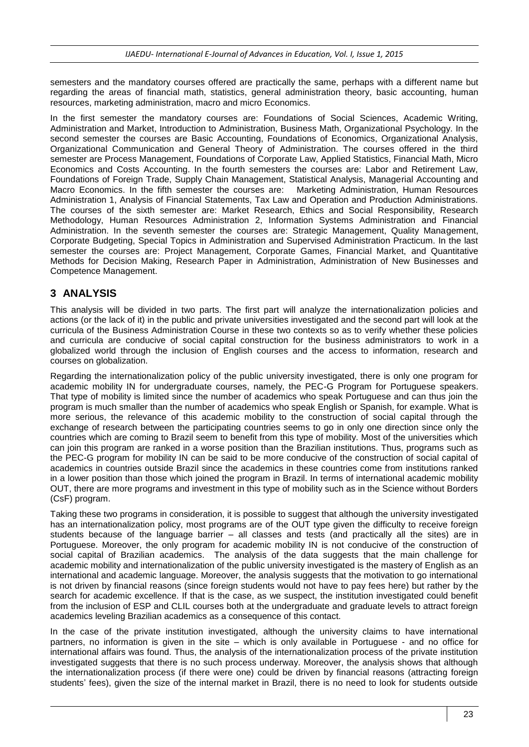semesters and the mandatory courses offered are practically the same, perhaps with a different name but regarding the areas of financial math, statistics, general administration theory, basic accounting, human resources, marketing administration, macro and micro Economics.

In the first semester the mandatory courses are: Foundations of Social Sciences, Academic Writing, Administration and Market, Introduction to Administration, Business Math, Organizational Psychology. In the second semester the courses are Basic Accounting, Foundations of Economics, Organizational Analysis, Organizational Communication and General Theory of Administration. The courses offered in the third semester are Process Management, Foundations of Corporate Law, Applied Statistics, Financial Math, Micro Economics and Costs Accounting. In the fourth semesters the courses are: Labor and Retirement Law, Foundations of Foreign Trade, Supply Chain Management, Statistical Analysis, Managerial Accounting and Macro Economics. In the fifth semester the courses are: Marketing Administration, Human Resources Administration 1, Analysis of Financial Statements, Tax Law and Operation and Production Administrations. The courses of the sixth semester are: Market Research, Ethics and Social Responsibility, Research Methodology, Human Resources Administration 2, Information Systems Administration and Financial Administration. In the seventh semester the courses are: Strategic Management, Quality Management, Corporate Budgeting, Special Topics in Administration and Supervised Administration Practicum. In the last semester the courses are: Project Management, Corporate Games, Financial Market, and Quantitative Methods for Decision Making, Research Paper in Administration, Administration of New Businesses and Competence Management.

## 3 ANALYSIS

This analysis will be divided in two parts. The first part will analyze the internationalization policies and actions (or the lack of it) in the public and private universities investigated and the second part will look at the curricula of the Business Administration Course in these two contexts so as to verify whether these policies and curricula are conducive of social capital construction for the business administrators to work in a globalized world through the inclusion of English courses and the access to information, research and courses on globalization.

Regarding the internationalization policy of the public university investigated, there is only one program for academic mobility IN for undergraduate courses, namely, the PEC-G Program for Portuguese speakers. That type of mobility is limited since the number of academics who speak Portuguese and can thus join the program is much smaller than the number of academics who speak English or Spanish, for example. What is more serious, the relevance of this academic mobility to the construction of social capital through the exchange of research between the participating countries seems to go in only one direction since only the countries which are coming to Brazil seem to benefit from this type of mobility. Most of the universities which can join this program are ranked in a worse position than the Brazilian institutions. Thus, programs such as the PEC-G program for mobility IN can be said to be more conducive of the construction of social capital of academics in countries outside Brazil since the academics in these countries come from institutions ranked in a lower position than those which joined the program in Brazil. In terms of international academic mobility OUT, there are more programs and investment in this type of mobility such as in the Science without Borders (CsF) program.

Taking these two programs in consideration, it is possible to suggest that although the university investigated has an internationalization policy, most programs are of the OUT type given the difficulty to receive foreign students because of the language barrier – all classes and tests (and practically all the sites) are in Portuguese. Moreover, the only program for academic mobility IN is not conducive of the construction of social capital of Brazilian academics. The analysis of the data suggests that the main challenge for academic mobility and internationalization of the public university investigated is the mastery of English as an international and academic language. Moreover, the analysis suggests that the motivation to go international is not driven by financial reasons (since foreign students would not have to pay fees here) but rather by the search for academic excellence. If that is the case, as we suspect, the institution investigated could benefit from the inclusion of ESP and CLIL courses both at the undergraduate and graduate levels to attract foreign academics leveling Brazilian academics as a consequence of this contact.

In the case of the private institution investigated, although the university claims to have international partners, no information is given in the site – which is only available in Portuguese - and no office for international affairs was found. Thus, the analysis of the internationalization process of the private institution investigated suggests that there is no such process underway. Moreover, the analysis shows that although the internationalization process (if there were one) could be driven by financial reasons (attracting foreign students' fees), given the size of the internal market in Brazil, there is no need to look for students outside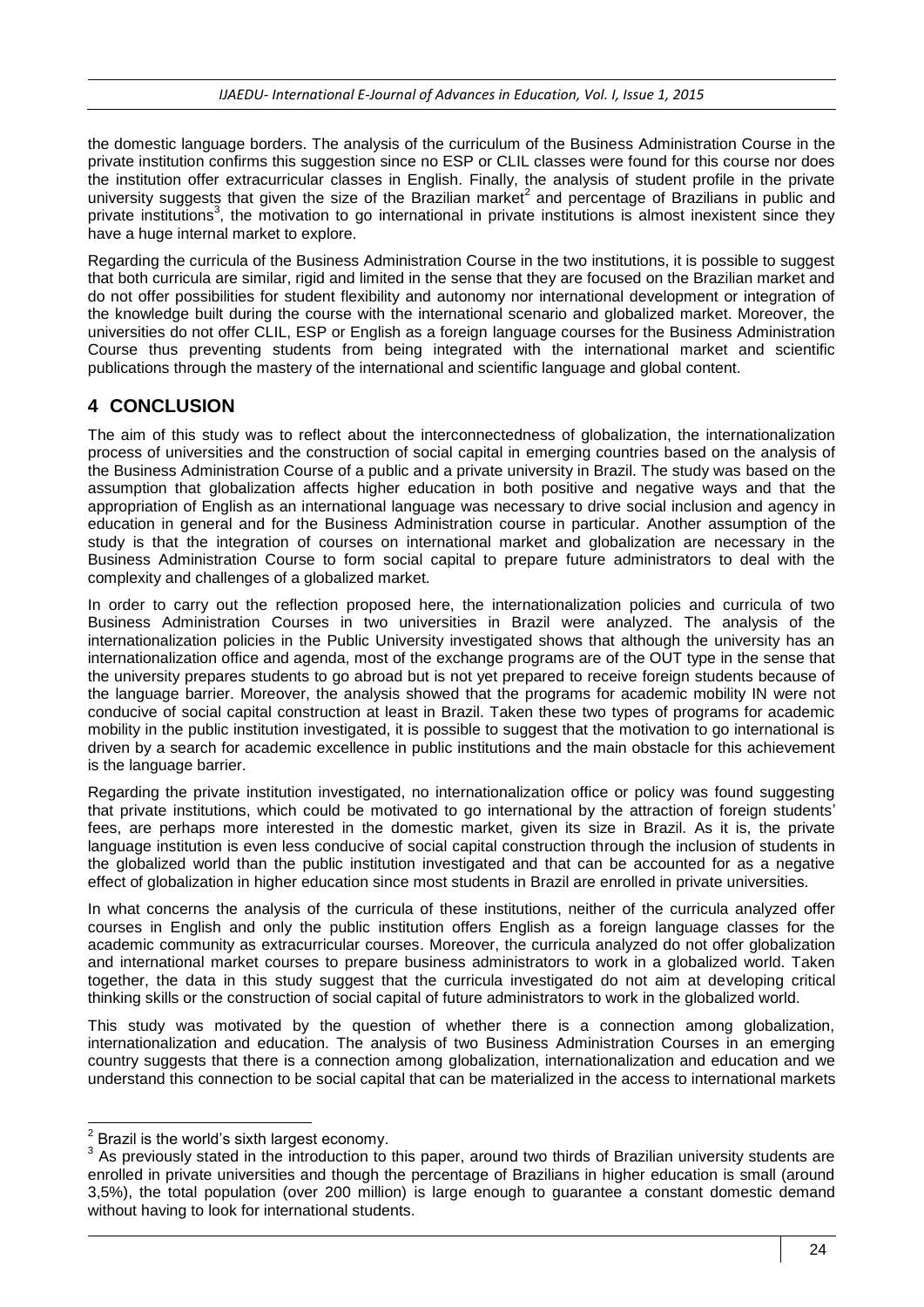the domestic language borders. The analysis of the curriculum of the Business Administration Course in the private institution confirms this suggestion since no ESP or CLIL classes were found for this course nor does the institution offer extracurricular classes in English. Finally, the analysis of student profile in the private university suggests that given the size of the Brazilian market[2] and percentage of Brazilians in public and private institutions[3], the motivation to go international in private institutions is almost inexistent since they have a huge internal market to explore.

Regarding the curricula of the Business Administration Course in the two institutions, it is possible to suggest that both curricula are similar, rigid and limited in the sense that they are focused on the Brazilian market and do not offer possibilities for student flexibility and autonomy nor international development or integration of the knowledge built during the course with the international scenario and globalized market. Moreover, the universities do not offer CLIL, ESP or English as a foreign language courses for the Business Administration Course thus preventing students from being integrated with the international market and scientific publications through the mastery of the international and scientific language and global content.

## 4 CONCLUSION

The aim of this study was to reflect about the interconnectedness of globalization, the internationalization process of universities and the construction of social capital in emerging countries based on the analysis of the Business Administration Course of a public and a private university in Brazil. The study was based on the assumption that globalization affects higher education in both positive and negative ways and that the appropriation of English as an international language was necessary to drive social inclusion and agency in education in general and for the Business Administration course in particular. Another assumption of the study is that the integration of courses on international market and globalization are necessary in the Business Administration Course to form social capital to prepare future administrators to deal with the complexity and challenges of a globalized market.

In order to carry out the reflection proposed here, the internationalization policies and curricula of two Business Administration Courses in two universities in Brazil were analyzed. The analysis of the internationalization policies in the Public University investigated shows that although the university has an internationalization office and agenda, most of the exchange programs are of the OUT type in the sense that the university prepares students to go abroad but is not yet prepared to receive foreign students because of the language barrier. Moreover, the analysis showed that the programs for academic mobility IN were not conducive of social capital construction at least in Brazil. Taken these two types of programs for academic mobility in the public institution investigated, it is possible to suggest that the motivation to go international is driven by a search for academic excellence in public institutions and the main obstacle for this achievement is the language barrier.

Regarding the private institution investigated, no internationalization office or policy was found suggesting that private institutions, which could be motivated to go international by the attraction of foreign students' fees, are perhaps more interested in the domestic market, given its size in Brazil. As it is, the private language institution is even less conducive of social capital construction through the inclusion of students in the globalized world than the public institution investigated and that can be accounted for as a negative effect of globalization in higher education since most students in Brazil are enrolled in private universities.

In what concerns the analysis of the curricula of these institutions, neither of the curricula analyzed offer courses in English and only the public institution offers English as a foreign language classes for the academic community as extracurricular courses. Moreover, the curricula analyzed do not offer globalization and international market courses to prepare business administrators to work in a globalized world. Taken together, the data in this study suggest that the curricula investigated do not aim at developing critical thinking skills or the construction of social capital of future administrators to work in the globalized world.

This study was motivated by the question of whether there is a connection among globalization, internationalization and education. The analysis of two Business Administration Courses in an emerging country suggests that there is a connection among globalization, internationalization and education and we understand this connection to be social capital that can be materialized in the access to international markets

---

[2] Brazil is the world's sixth largest economy.

[3] As previously stated in the introduction to this paper, around two thirds of Brazilian university students are enrolled in private universities and though the percentage of Brazilians in higher education is small (around 3,5%), the total population (over 200 million) is large enough to guarantee a constant domestic demand without having to look for international students.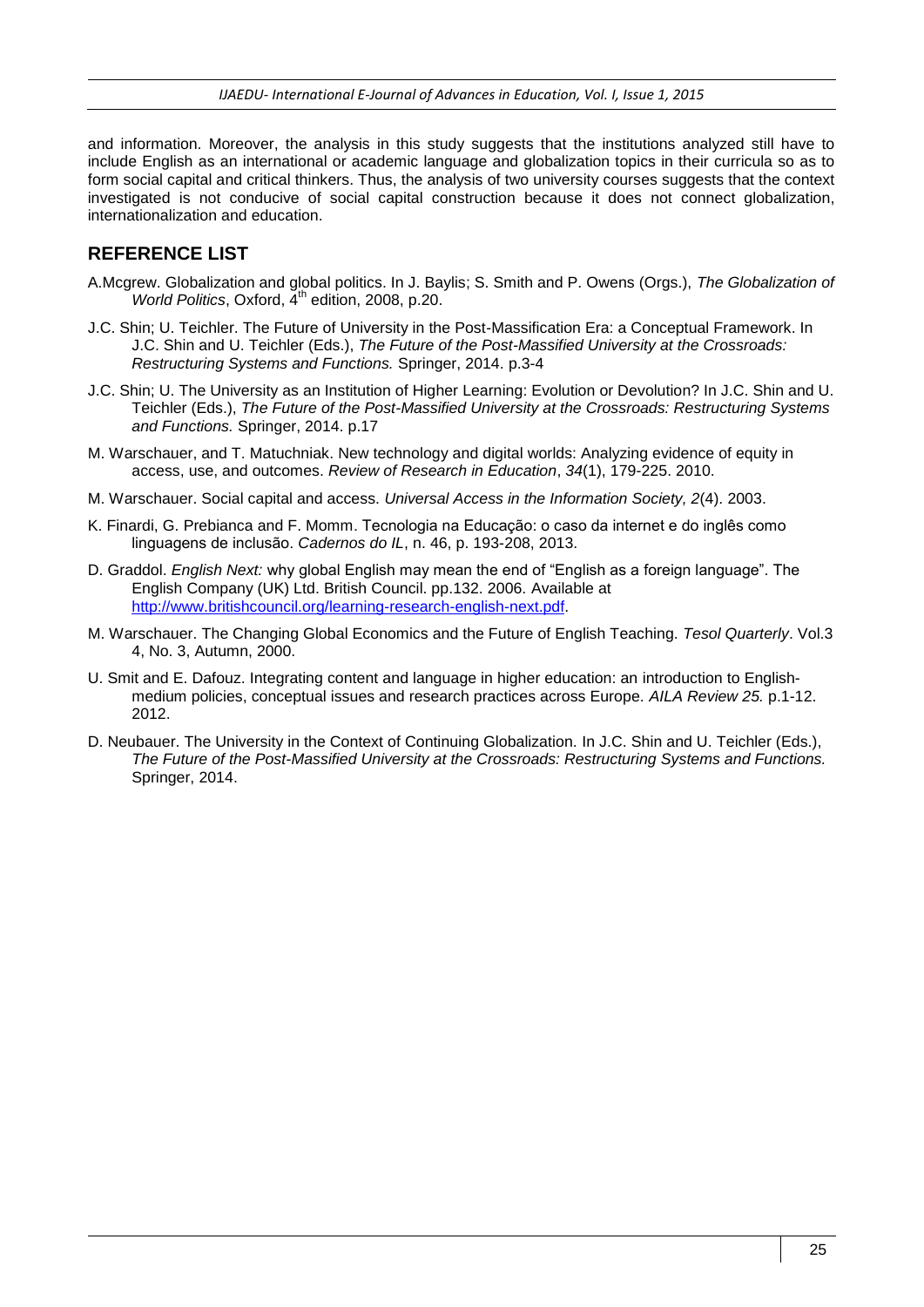and information. Moreover, the analysis in this study suggests that the institutions analyzed still have to include English as an international or academic language and globalization topics in their curricula so as to form social capital and critical thinkers. Thus, the analysis of two university courses suggests that the context investigated is not conducive of social capital construction because it does not connect globalization, internationalization and education.

## REFERENCE LIST

A.Mcgrew. Globalization and global politics. In J. Baylis; S. Smith and P. Owens (Orgs.), *The Globalization of World Politics*, Oxford, 4th edition, 2008, p.20.

J.C. Shin; U. Teichler. The Future of University in the Post-Massification Era: a Conceptual Framework. In J.C. Shin and U. Teichler (Eds.), *The Future of the Post-Massified University at the Crossroads: Restructuring Systems and Functions.* Springer, 2014. p.3-4

J.C. Shin; U. The University as an Institution of Higher Learning: Evolution or Devolution? In J.C. Shin and U. Teichler (Eds.), *The Future of the Post-Massified University at the Crossroads: Restructuring Systems and Functions.* Springer, 2014. p.17

M. Warschauer, and T. Matuchniak. New technology and digital worlds: Analyzing evidence of equity in access, use, and outcomes. *Review of Research in Education*, *34*(1), 179-225. 2010.

M. Warschauer. Social capital and access. *Universal Access in the Information Society, 2*(4). 2003.

K. Finardi, G. Prebianca and F. Momm. Tecnologia na Educação: o caso da internet e do inglês como linguagens de inclusão. *Cadernos do IL*, n. 46, p. 193-208, 2013.

D. Graddol. *English Next:* why global English may mean the end of "English as a foreign language". The English Company (UK) Ltd. British Council. pp.132. 2006. Available at http://www.britishcouncil.org/learning-research-english-next.pdf.

M. Warschauer. The Changing Global Economics and the Future of English Teaching. *Tesol Quarterly*. Vol.3 4, No. 3, Autumn, 2000.

U. Smit and E. Dafouz. Integrating content and language in higher education: an introduction to English-medium policies, conceptual issues and research practices across Europe. *AILA Review 25.* p.1-12. 2012.

D. Neubauer. The University in the Context of Continuing Globalization. In J.C. Shin and U. Teichler (Eds.), *The Future of the Post-Massified University at the Crossroads: Restructuring Systems and Functions.* Springer, 2014.